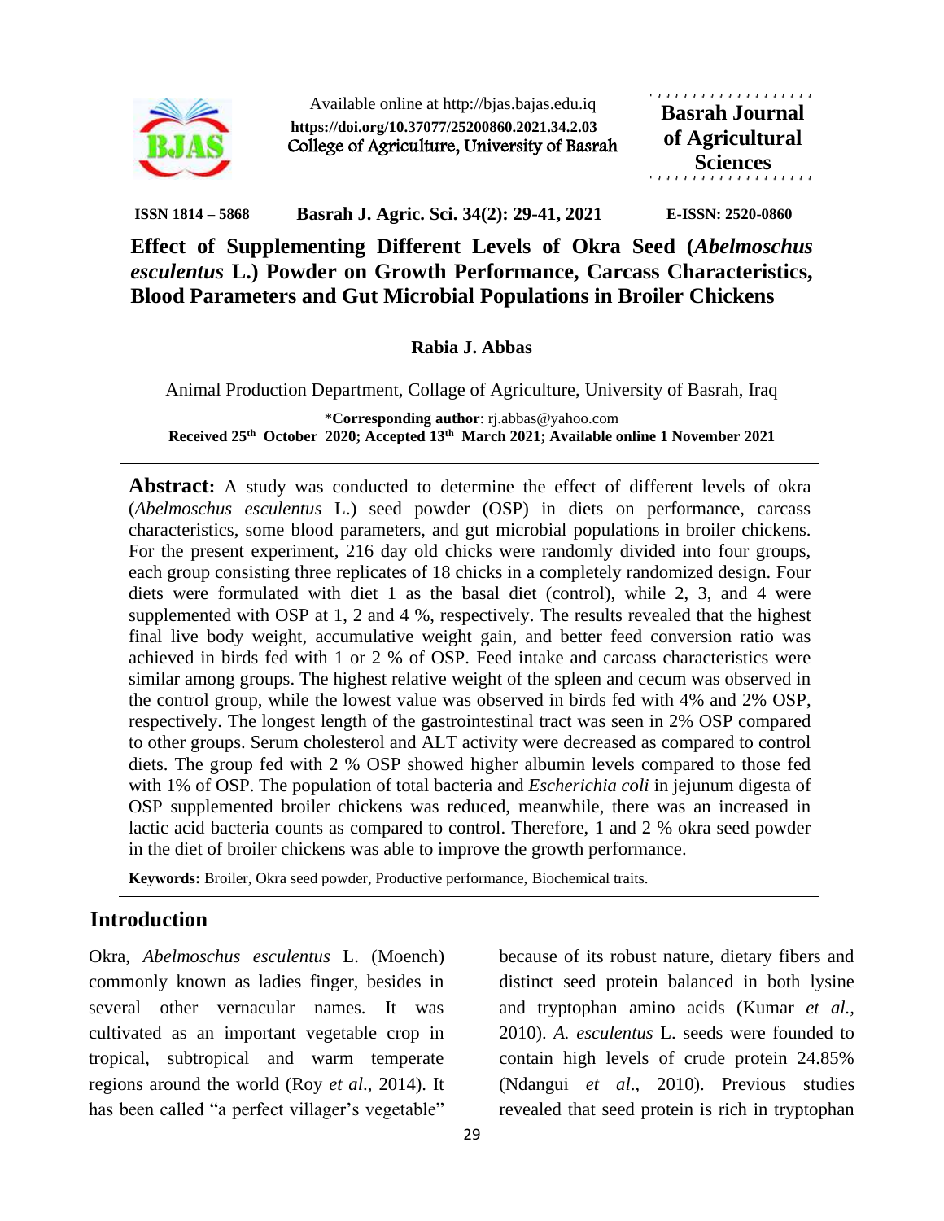Available online at http://bjas.bajas.edu.iq
**https://doi.org/10.37077/25200860.2021.34.2.03**
College of Agriculture, University of Basrah

**Basrah Journal of Agricultural Sciences**

**ISSN 1814 – 5868** **Basrah J. Agric. Sci. 34(2): 29-41, 2021** **E-ISSN: 2520-0860**

# Effect of Supplementing Different Levels of Okra Seed (*Abelmoschus esculentus* L.) Powder on Growth Performance, Carcass Characteristics, Blood Parameters and Gut Microbial Populations in Broiler Chickens

**Rabia J. Abbas**

Animal Production Department, Collage of Agriculture, University of Basrah, Iraq

\***Corresponding author**: rj.abbas@yahoo.com

**Received 25th October 2020; Accepted 13th March 2021; Available online 1 November 2021**

---

**Abstract:** A study was conducted to determine the effect of different levels of okra (*Abelmoschus esculentus* L.) seed powder (OSP) in diets on performance, carcass characteristics, some blood parameters, and gut microbial populations in broiler chickens. For the present experiment, 216 day old chicks were randomly divided into four groups, each group consisting three replicates of 18 chicks in a completely randomized design. Four diets were formulated with diet 1 as the basal diet (control), while 2, 3, and 4 were supplemented with OSP at 1, 2 and 4 %, respectively. The results revealed that the highest final live body weight, accumulative weight gain, and better feed conversion ratio was achieved in birds fed with 1 or 2 % of OSP. Feed intake and carcass characteristics were similar among groups. The highest relative weight of the spleen and cecum was observed in the control group, while the lowest value was observed in birds fed with 4% and 2% OSP, respectively. The longest length of the gastrointestinal tract was seen in 2% OSP compared to other groups. Serum cholesterol and ALT activity were decreased as compared to control diets. The group fed with 2 % OSP showed higher albumin levels compared to those fed with 1% of OSP. The population of total bacteria and *Escherichia coli* in jejunum digesta of OSP supplemented broiler chickens was reduced, meanwhile, there was an increased in lactic acid bacteria counts as compared to control. Therefore, 1 and 2 % okra seed powder in the diet of broiler chickens was able to improve the growth performance.

**Keywords:** Broiler, Okra seed powder, Productive performance, Biochemical traits.

---

## Introduction

Okra, *Abelmoschus esculentus* L. (Moench) commonly known as ladies finger, besides in several other vernacular names. It was cultivated as an important vegetable crop in tropical, subtropical and warm temperate regions around the world (Roy *et al*., 2014). It has been called "a perfect villager's vegetable" because of its robust nature, dietary fibers and distinct seed protein balanced in both lysine and tryptophan amino acids (Kumar *et al.,* 2010). *A. esculentus* L. seeds were founded to contain high levels of crude protein 24.85% (Ndangui *et al*., 2010). Previous studies revealed that seed protein is rich in tryptophan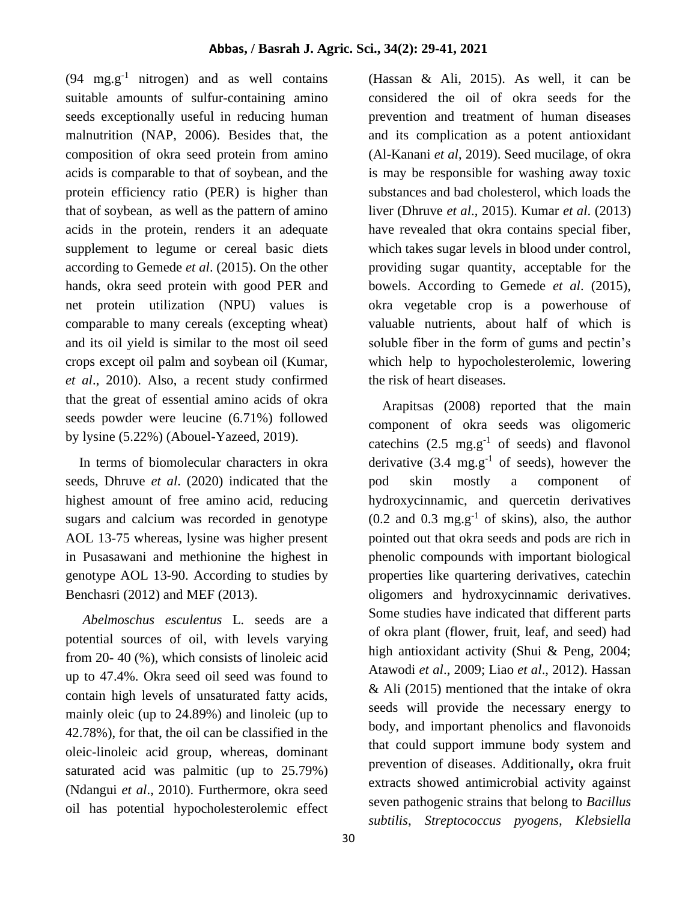(94 $mg.g^{-1}$ nitrogen) and as well contains suitable amounts of sulfur-containing amino seeds exceptionally useful in reducing human malnutrition (NAP, 2006). Besides that, the composition of okra seed protein from amino acids is comparable to that of soybean, and the protein efficiency ratio (PER) is higher than that of soybean, as well as the pattern of amino acids in the protein, renders it an adequate supplement to legume or cereal basic diets according to Gemede *et al*. (2015). On the other hands, okra seed protein with good PER and net protein utilization (NPU) values is comparable to many cereals (excepting wheat) and its oil yield is similar to the most oil seed crops except oil palm and soybean oil (Kumar, *et al*., 2010). Also, a recent study confirmed that the great of essential amino acids of okra seeds powder were leucine (6.71%) followed by lysine (5.22%) (Abouel-Yazeed, 2019).

In terms of biomolecular characters in okra seeds, Dhruve *et al*. (2020) indicated that the highest amount of free amino acid, reducing sugars and calcium was recorded in genotype AOL 13-75 whereas, lysine was higher present in Pusasawani and methionine the highest in genotype AOL 13-90. According to studies by Benchasri (2012) and MEF (2013).

*Abelmoschus esculentus* L. seeds are a potential sources of oil, with levels varying from 20- 40 (%), which consists of linoleic acid up to 47.4%. Okra seed oil seed was found to contain high levels of unsaturated fatty acids, mainly oleic (up to 24.89%) and linoleic (up to 42.78%), for that, the oil can be classified in the oleic-linoleic acid group, whereas, dominant saturated acid was palmitic (up to 25.79%) (Ndangui *et al*., 2010). Furthermore, okra seed oil has potential hypocholesterolemic effect (Hassan & Ali, 2015). As well, it can be considered the oil of okra seeds for the prevention and treatment of human diseases and its complication as a potent antioxidant (Al-Kanani *et al*, 2019). Seed mucilage, of okra is may be responsible for washing away toxic substances and bad cholesterol, which loads the liver (Dhruve *et al*., 2015). Kumar *et al*. (2013) have revealed that okra contains special fiber, which takes sugar levels in blood under control, providing sugar quantity, acceptable for the bowels. According to Gemede *et al*. (2015), okra vegetable crop is a powerhouse of valuable nutrients, about half of which is soluble fiber in the form of gums and pectin's which help to hypocholesterolemic, lowering the risk of heart diseases.

Arapitsas (2008) reported that the main component of okra seeds was oligomeric catechins (2.5 $mg.g^{-1}$ of seeds) and flavonol derivative (3.4 $mg.g^{-1}$ of seeds), however the pod skin mostly a component of hydroxycinnamic, and quercetin derivatives (0.2 and 0.3 $mg.g^{-1}$ of skins), also, the author pointed out that okra seeds and pods are rich in phenolic compounds with important biological properties like quartering derivatives, catechin oligomers and hydroxycinnamic derivatives. Some studies have indicated that different parts of okra plant (flower, fruit, leaf, and seed) had high antioxidant activity (Shui & Peng, 2004; Atawodi *et al*., 2009; Liao *et al*., 2012). Hassan & Ali (2015) mentioned that the intake of okra seeds will provide the necessary energy to body, and important phenolics and flavonoids that could support immune body system and prevention of diseases. Additionally**,** okra fruit extracts showed antimicrobial activity against seven pathogenic strains that belong to *Bacillus subtilis*, *Streptococcus pyogens, Klebsiella*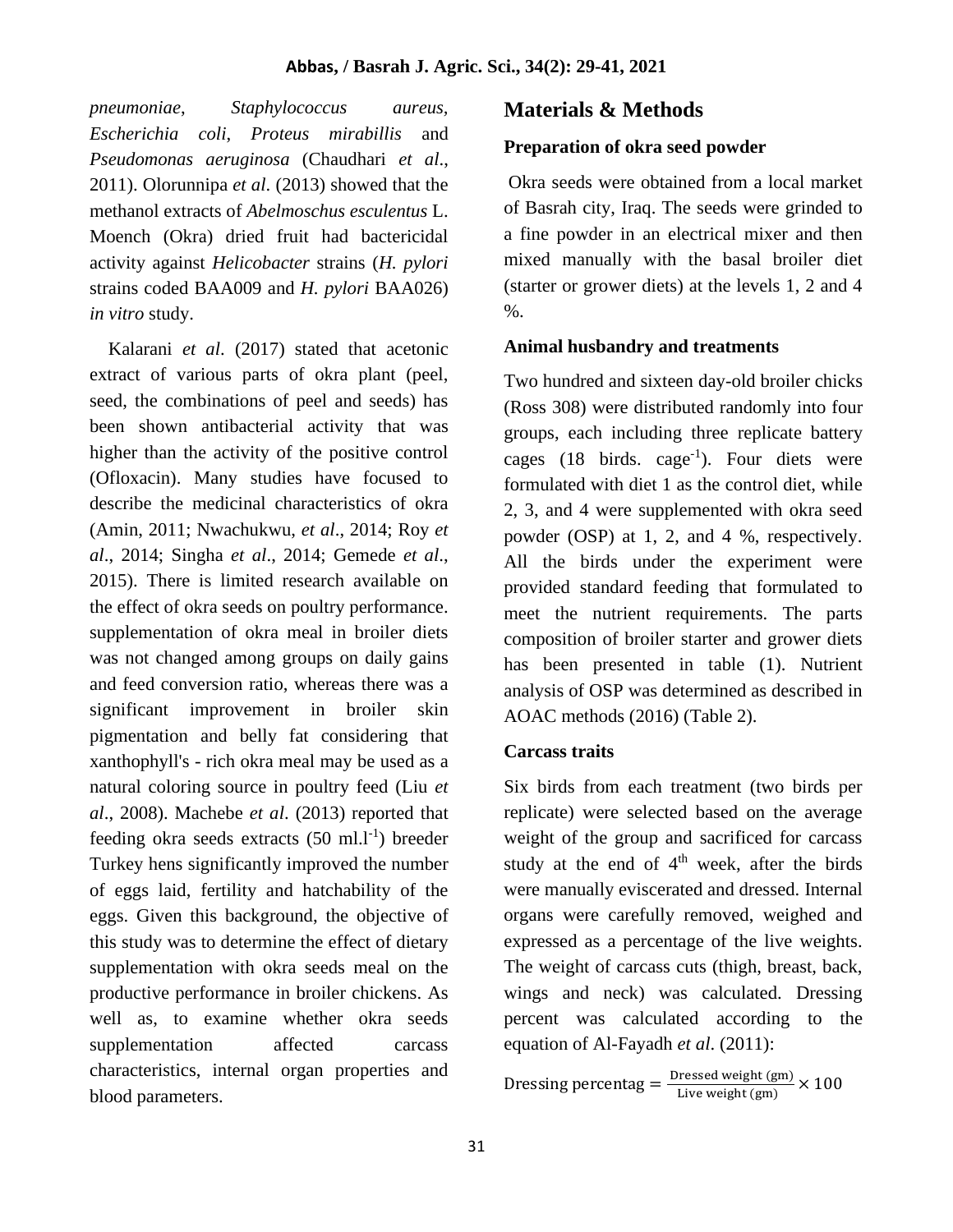*pneumoniae*, *Staphylococcus aureus*, *Escherichia coli*, *Proteus mirabillis* and *Pseudomonas aeruginosa* (Chaudhari *et al*., 2011). Olorunnipa *et al*. (2013) showed that the methanol extracts of *Abelmoschus esculentus* L. Moench (Okra) dried fruit had bactericidal activity against *Helicobacter* strains (*H. pylori* strains coded BAA009 and *H. pylori* BAA026) *in vitro* study.

Kalarani *et al*. (2017) stated that acetonic extract of various parts of okra plant (peel, seed, the combinations of peel and seeds) has been shown antibacterial activity that was higher than the activity of the positive control (Ofloxacin). Many studies have focused to describe the medicinal characteristics of okra (Amin, 2011; Nwachukwu, *et al*., 2014; Roy *et al*., 2014; Singha *et al*., 2014; Gemede *et al*., 2015). There is limited research available on the effect of okra seeds on poultry performance. supplementation of okra meal in broiler diets was not changed among groups on daily gains and feed conversion ratio, whereas there was a significant improvement in broiler skin pigmentation and belly fat considering that xanthophyll's - rich okra meal may be used as a natural coloring source in poultry feed (Liu *et al*., 2008). Machebe *et al*. (2013) reported that feeding okra seeds extracts (50 $ml.l^{-1}$) breeder Turkey hens significantly improved the number of eggs laid, fertility and hatchability of the eggs. Given this background, the objective of this study was to determine the effect of dietary supplementation with okra seeds meal on the productive performance in broiler chickens. As well as, to examine whether okra seeds supplementation affected carcass characteristics, internal organ properties and blood parameters.

## Materials & Methods

### Preparation of okra seed powder

Okra seeds were obtained from a local market of Basrah city, Iraq. The seeds were grinded to a fine powder in an electrical mixer and then mixed manually with the basal broiler diet (starter or grower diets) at the levels 1, 2 and 4 %.

### Animal husbandry and treatments

Two hundred and sixteen day-old broiler chicks (Ross 308) were distributed randomly into four groups, each including three replicate battery cages (18 birds. $cage^{-1}$). Four diets were formulated with diet 1 as the control diet, while 2, 3, and 4 were supplemented with okra seed powder (OSP) at 1, 2, and 4 %, respectively. All the birds under the experiment were provided standard feeding that formulated to meet the nutrient requirements. The parts composition of broiler starter and grower diets has been presented in table (1). Nutrient analysis of OSP was determined as described in AOAC methods (2016) (Table 2).

### Carcass traits

Six birds from each treatment (two birds per replicate) were selected based on the average weight of the group and sacrificed for carcass study at the end of $4^{th}$ week, after the birds were manually eviscerated and dressed. Internal organs were carefully removed, weighed and expressed as a percentage of the live weights. The weight of carcass cuts (thigh, breast, back, wings and neck) was calculated. Dressing percent was calculated according to the equation of Al-Fayadh *et al*. (2011):

$$\text{Dressing percentag} = \frac{\text{Dressed weight (gm)}}{\text{Live weight (gm)}} \times 100$$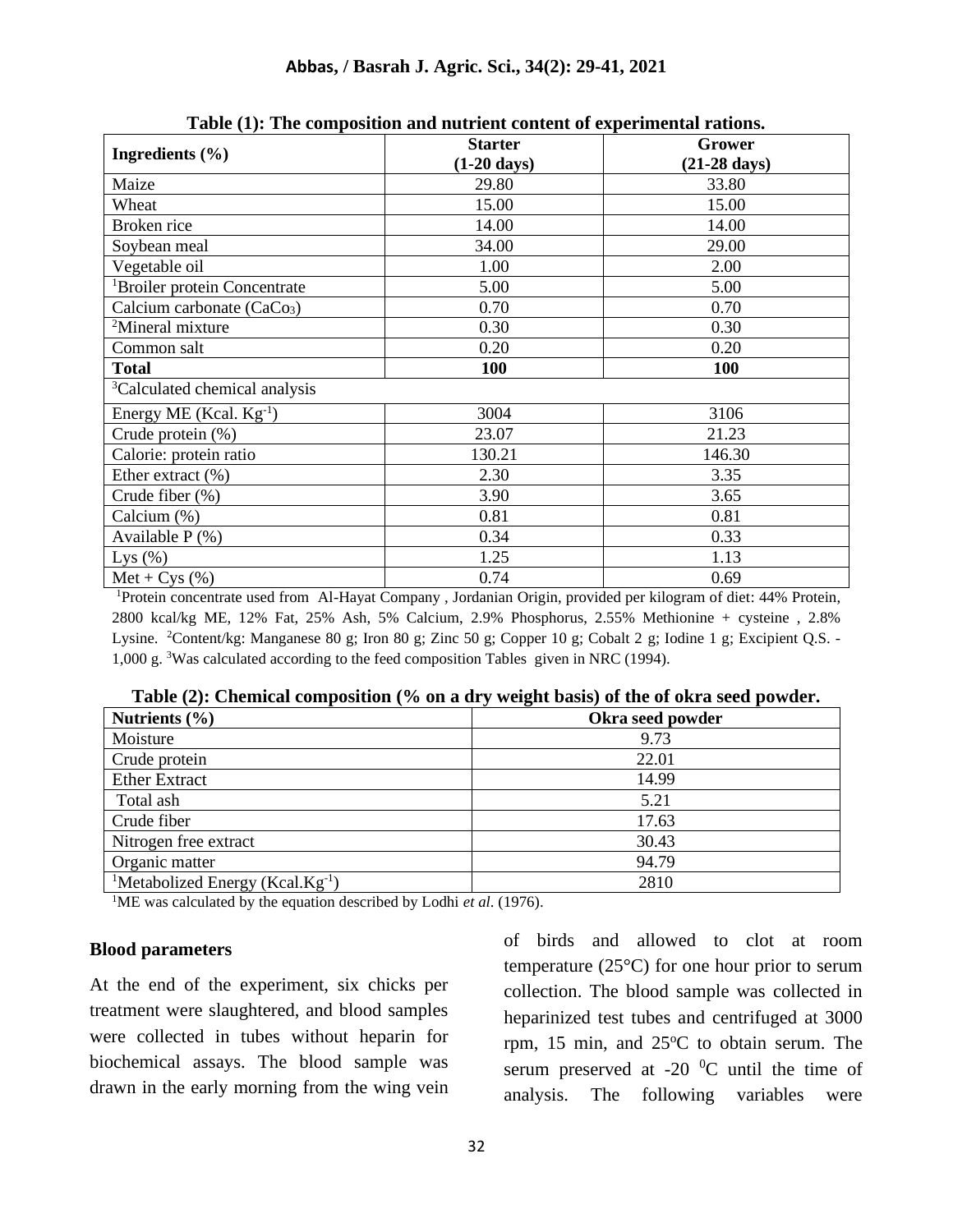**Table (1): The composition and nutrient content of experimental rations.**

| Ingredients (%) | Starter (1-20 days) | Grower (21-28 days) |
|---|---|---|
| Maize | 29.80 | 33.80 |
| Wheat | 15.00 | 15.00 |
| Broken rice | 14.00 | 14.00 |
| Soybean meal | 34.00 | 29.00 |
| Vegetable oil | 1.00 | 2.00 |
| [1]Broiler protein Concentrate | 5.00 | 5.00 |
| Calcium carbonate ($CaCo_3$) | 0.70 | 0.70 |
| [2]Mineral mixture | 0.30 | 0.30 |
| Common salt | 0.20 | 0.20 |
| **Total** | **100** | **100** |
| [3]Calculated chemical analysis | | |
| Energy ME (Kcal. $Kg^{-1}$) | 3004 | 3106 |
| Crude protein (%) | 23.07 | 21.23 |
| Calorie: protein ratio | 130.21 | 146.30 |
| Ether extract (%) | 2.30 | 3.35 |
| Crude fiber (%) | 3.90 | 3.65 |
| Calcium (%) | 0.81 | 0.81 |
| Available P (%) | 0.34 | 0.33 |
| Lys (%) | 1.25 | 1.13 |
| Met + Cys (%) | 0.74 | 0.69 |

[1]Protein concentrate used from Al-Hayat Company , Jordanian Origin, provided per kilogram of diet: 44% Protein, 2800 kcal/kg ME, 12% Fat, 25% Ash, 5% Calcium, 2.9% Phosphorus, 2.55% Methionine + cysteine , 2.8% Lysine. [2]Content/kg: Manganese 80 g; Iron 80 g; Zinc 50 g; Copper 10 g; Cobalt 2 g; Iodine 1 g; Excipient Q.S. - 1,000 g. [3]Was calculated according to the feed composition Tables given in NRC (1994).

**Table (2): Chemical composition (% on a dry weight basis) of the of okra seed powder.**

| Nutrients (%) | Okra seed powder |
|---|---|
| Moisture | 9.73 |
| Crude protein | 22.01 |
| Ether Extract | 14.99 |
| Total ash | 5.21 |
| Crude fiber | 17.63 |
| Nitrogen free extract | 30.43 |
| Organic matter | 94.79 |
| [1]Metabolized Energy (Kcal.$Kg^{-1}$) | 2810 |

[1]ME was calculated by the equation described by Lodhi *et al*. (1976).

### Blood parameters

At the end of the experiment, six chicks per treatment were slaughtered, and blood samples were collected in tubes without heparin for biochemical assays. The blood sample was drawn in the early morning from the wing vein of birds and allowed to clot at room temperature (25°C) for one hour prior to serum collection. The blood sample was collected in heparinized test tubes and centrifuged at 3000 rpm, 15 min, and 25ºC to obtain serum. The serum preserved at -20 $^{0}$C until the time of analysis. The following variables were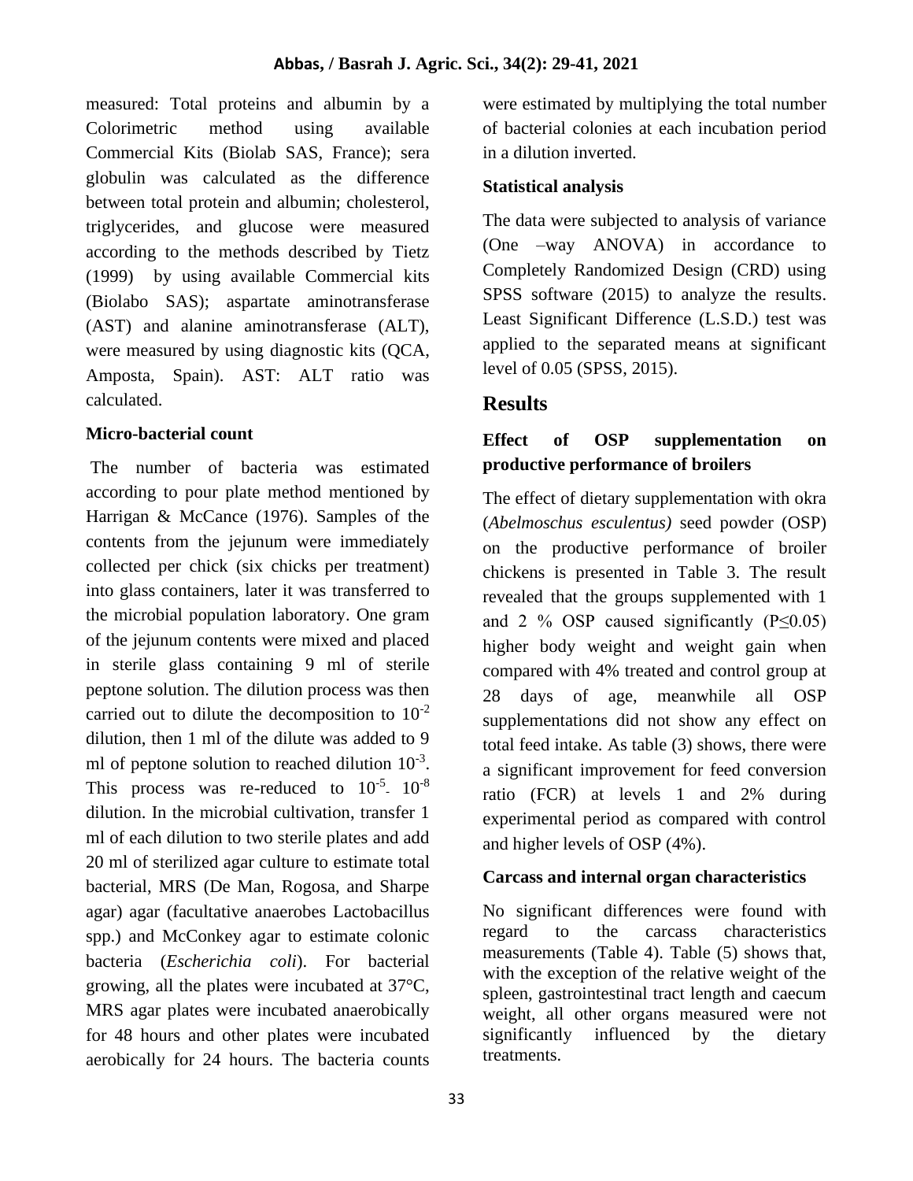measured: Total proteins and albumin by a Colorimetric method using available Commercial Kits (Biolab SAS, France); sera globulin was calculated as the difference between total protein and albumin; cholesterol, triglycerides, and glucose were measured according to the methods described by Tietz (1999) by using available Commercial kits (Biolabo SAS); aspartate aminotransferase (AST) and alanine aminotransferase (ALT), were measured by using diagnostic kits (QCA, Amposta, Spain). AST: ALT ratio was calculated.

### Micro-bacterial count

The number of bacteria was estimated according to pour plate method mentioned by Harrigan & McCance (1976). Samples of the contents from the jejunum were immediately collected per chick (six chicks per treatment) into glass containers, later it was transferred to the microbial population laboratory. One gram of the jejunum contents were mixed and placed in sterile glass containing 9 ml of sterile peptone solution. The dilution process was then carried out to dilute the decomposition to $10^{-2}$ dilution, then 1 ml of the dilute was added to 9 ml of peptone solution to reached dilution $10^{-3}$. This process was re-reduced to $10^{-5}$- $10^{-8}$ dilution. In the microbial cultivation, transfer 1 ml of each dilution to two sterile plates and add 20 ml of sterilized agar culture to estimate total bacterial, MRS (De Man, Rogosa, and Sharpe agar) agar (facultative anaerobes Lactobacillus spp.) and McConkey agar to estimate colonic bacteria (*Escherichia coli*). For bacterial growing, all the plates were incubated at 37°C, MRS agar plates were incubated anaerobically for 48 hours and other plates were incubated aerobically for 24 hours. The bacteria counts were estimated by multiplying the total number of bacterial colonies at each incubation period in a dilution inverted.

### Statistical analysis

The data were subjected to analysis of variance (One –way ANOVA) in accordance to Completely Randomized Design (CRD) using SPSS software (2015) to analyze the results. Least Significant Difference (L.S.D.) test was applied to the separated means at significant level of 0.05 (SPSS, 2015).

## Results

### Effect of OSP supplementation on productive performance of broilers

The effect of dietary supplementation with okra (*Abelmoschus esculentus)* seed powder (OSP) on the productive performance of broiler chickens is presented in Table 3. The result revealed that the groups supplemented with 1 and 2 % OSP caused significantly ($P \leq 0.05$) higher body weight and weight gain when compared with 4% treated and control group at 28 days of age, meanwhile all OSP supplementations did not show any effect on total feed intake. As table (3) shows, there were a significant improvement for feed conversion ratio (FCR) at levels 1 and 2% during experimental period as compared with control and higher levels of OSP (4%).

### Carcass and internal organ characteristics

No significant differences were found with regard to the carcass characteristics measurements (Table 4). Table (5) shows that, with the exception of the relative weight of the spleen, gastrointestinal tract length and caecum weight, all other organs measured were not significantly influenced by the dietary treatments.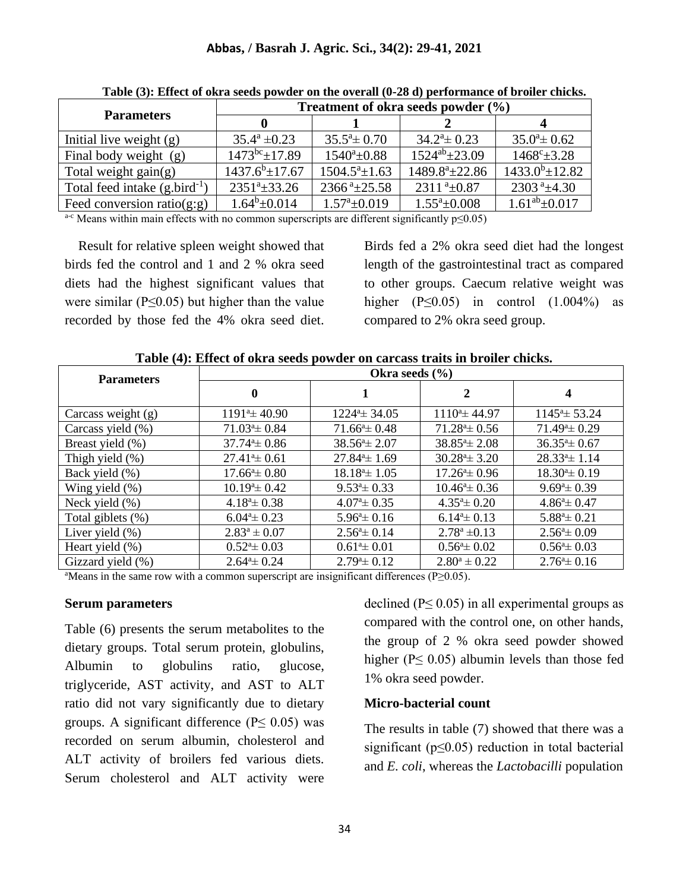**Table (3): Effect of okra seeds powder on the overall (0-28 d) performance of broiler chicks.**

| Parameters | Treatment of okra seeds powder (%) | | | |
|---|---|---|---|---|
| | 0 | 1 | 2 | 4 |
| Initial live weight (g) | $35.4^{a} \pm 0.23$ | $35.5^{a} \pm 0.70$ | $34.2^{a} \pm 0.23$ | $35.0^{a} \pm 0.62$ |
| Final body weight (g) | $1473^{bc} \pm 17.89$ | $1540^{a} \pm 0.88$ | $1524^{ab} \pm 23.09$ | $1468^{c} \pm 3.28$ |
| Total weight gain(g) | $1437.6^{b} \pm 17.67$ | $1504.5^{a} \pm 1.63$ | $1489.8^{a} \pm 22.86$ | $1433.0^{b} \pm 12.82$ |
| Total feed intake ($g.bird^{-1}$) | $2351^{a} \pm 33.26$ | $2366^{a} \pm 25.58$ | $2311^{a} \pm 0.87$ | $2303^{a} \pm 4.30$ |
| Feed conversion ratio(g:g) | $1.64^{b} \pm 0.014$ | $1.57^{a} \pm 0.019$ | $1.55^{a} \pm 0.008$ | $1.61^{ab} \pm 0.017$ |

[a-c] Means within main effects with no common superscripts are different significantly p≤0.05)

Result for relative spleen weight showed that birds fed the control and 1 and 2 % okra seed diets had the highest significant values that were similar (P≤0.05) but higher than the value recorded by those fed the 4% okra seed diet. Birds fed a 2% okra seed diet had the longest length of the gastrointestinal tract as compared to other groups. Caecum relative weight was higher (P≤0.05) in control (1.004%) as compared to 2% okra seed group.

**Table (4): Effect of okra seeds powder on carcass traits in broiler chicks.**

| Parameters | Okra seeds (%) | | | |
|---|---|---|---|---|
| | 0 | 1 | 2 | 4 |
| Carcass weight (g) | $1191^{a} \pm 40.90$ | $1224^{a} \pm 34.05$ | $1110^{a} \pm 44.97$ | $1145^{a} \pm 53.24$ |
| Carcass yield (%) | $71.03^{a} \pm 0.84$ | $71.66^{a} \pm 0.48$ | $71.28^{a} \pm 0.56$ | $71.49^{a} \pm 0.29$ |
| Breast yield (%) | $37.74^{a} \pm 0.86$ | $38.56^{a} \pm 2.07$ | $38.85^{a} \pm 2.08$ | $36.35^{a} \pm 0.67$ |
| Thigh yield (%) | $27.41^{a} \pm 0.61$ | $27.84^{a} \pm 1.69$ | $30.28^{a} \pm 3.20$ | $28.33^{a} \pm 1.14$ |
| Back yield (%) | $17.66^{a} \pm 0.80$ | $18.18^{a} \pm 1.05$ | $17.26^{a} \pm 0.96$ | $18.30^{a} \pm 0.19$ |
| Wing yield (%) | $10.19^{a} \pm 0.42$ | $9.53^{a} \pm 0.33$ | $10.46^{a} \pm 0.36$ | $9.69^{a} \pm 0.39$ |
| Neck yield (%) | $4.18^{a} \pm 0.38$ | $4.07^{a} \pm 0.35$ | $4.35^{a} \pm 0.20$ | $4.86^{a} \pm 0.47$ |
| Total giblets (%) | $6.04^{a} \pm 0.23$ | $5.96^{a} \pm 0.16$ | $6.14^{a} \pm 0.13$ | $5.88^{a} \pm 0.21$ |
| Liver yield (%) | $2.83^{a} \pm 0.07$ | $2.56^{a} \pm 0.14$ | $2.78^{a} \pm 0.13$ | $2.56^{a} \pm 0.09$ |
| Heart yield (%) | $0.52^{a} \pm 0.03$ | $0.61^{a} \pm 0.01$ | $0.56^{a} \pm 0.02$ | $0.56^{a} \pm 0.03$ |
| Gizzard yield (%) | $2.64^{a} \pm 0.24$ | $2.79^{a} \pm 0.12$ | $2.80^{a} \pm 0.22$ | $2.76^{a} \pm 0.16$ |

[a]Means in the same row with a common superscript are insignificant differences (P≥0.05).

**Serum parameters**

Table (6) presents the serum metabolites to the dietary groups. Total serum protein, globulins, Albumin to globulins ratio, glucose, triglyceride, AST activity, and AST to ALT ratio did not vary significantly due to dietary groups. A significant difference (P≤ 0.05) was recorded on serum albumin, cholesterol and ALT activity of broilers fed various diets. Serum cholesterol and ALT activity were declined (P≤ 0.05) in all experimental groups as compared with the control one, on other hands, the group of 2 % okra seed powder showed higher (P≤ 0.05) albumin levels than those fed 1% okra seed powder.

**Micro-bacterial count**

The results in table (7) showed that there was a significant (p≤0.05) reduction in total bacterial and *E. coli*, whereas the *Lactobacilli* population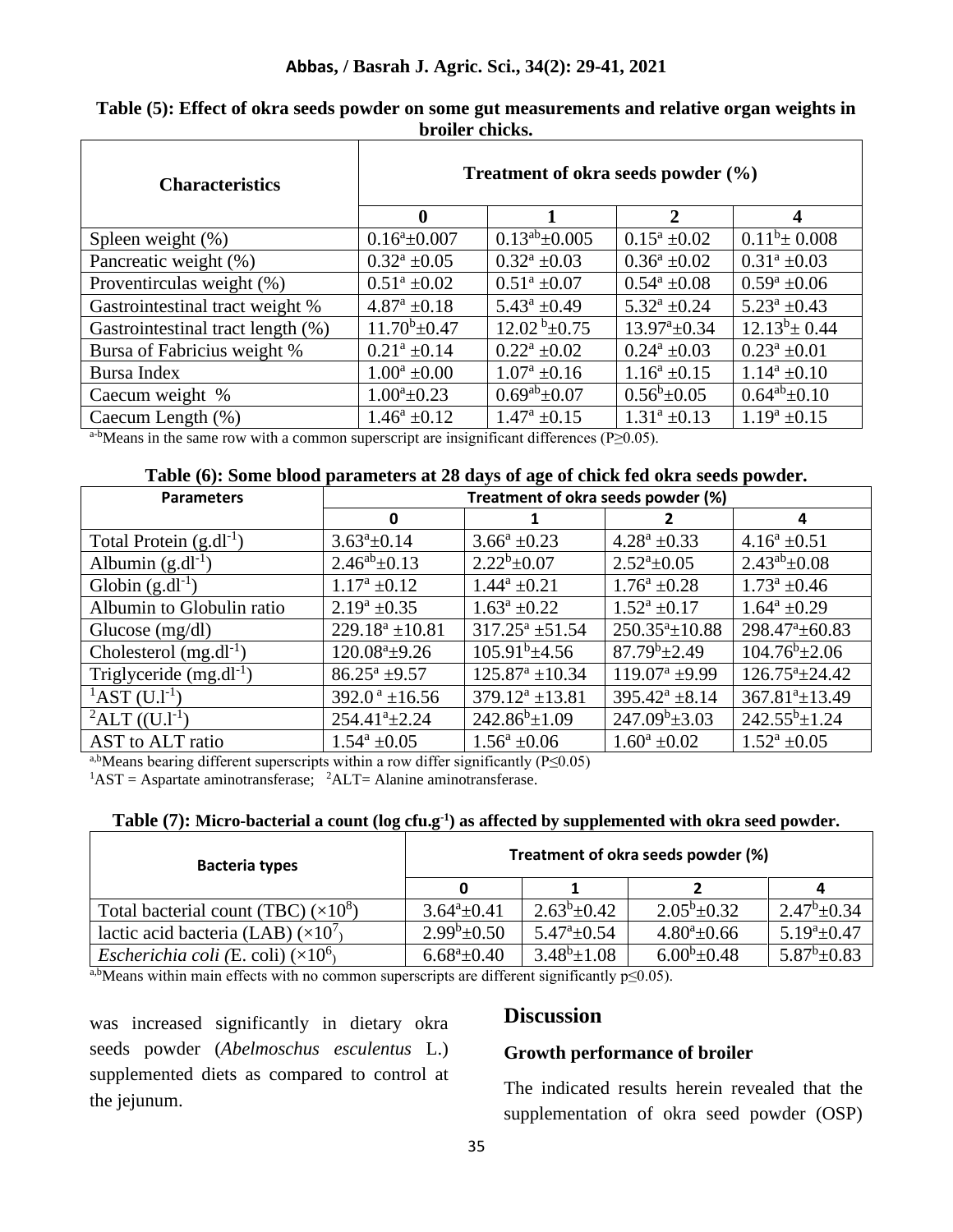**Table (5): Effect of okra seeds powder on some gut measurements and relative organ weights in broiler chicks.**

| Characteristics | Treatment of okra seeds powder (%) | | | |
|---|---|---|---|---|
| | 0 | 1 | 2 | 4 |
| Spleen weight (%) | $0.16^{a}$±0.007 | $0.13^{ab}$±0.005 | $0.15^{a}$ ±0.02 | $0.11^{b}$± 0.008 |
| Pancreatic weight (%) | $0.32^{a}$ ±0.05 | $0.32^{a}$ ±0.03 | $0.36^{a}$ ±0.02 | $0.31^{a}$ ±0.03 |
| Proventirculas weight (%) | $0.51^{a}$ ±0.02 | $0.51^{a}$ ±0.07 | $0.54^{a}$ ±0.08 | $0.59^{a}$ ±0.06 |
| Gastrointestinal tract weight % | $4.87^{a}$ ±0.18 | $5.43^{a}$ ±0.49 | $5.32^{a}$ ±0.24 | $5.23^{a}$ ±0.43 |
| Gastrointestinal tract length (%) | $11.70^{b}$±0.47 | $12.02^{b}$±0.75 | $13.97^{a}$±0.34 | $12.13^{b}$± 0.44 |
| Bursa of Fabricius weight % | $0.21^{a}$ ±0.14 | $0.22^{a}$ ±0.02 | $0.24^{a}$ ±0.03 | $0.23^{a}$ ±0.01 |
| Bursa Index | $1.00^{a}$ ±0.00 | $1.07^{a}$ ±0.16 | $1.16^{a}$ ±0.15 | $1.14^{a}$ ±0.10 |
| Caecum weight % | $1.00^{a}$±0.23 | $0.69^{ab}$±0.07 | $0.56^{b}$±0.05 | $0.64^{ab}$±0.10 |
| Caecum Length (%) | $1.46^{a}$ ±0.12 | $1.47^{a}$ ±0.15 | $1.31^{a}$ ±0.13 | $1.19^{a}$ ±0.15 |

[a-b]Means in the same row with a common superscript are insignificant differences ($P \geq 0.05$).

**Table (6): Some blood parameters at 28 days of age of chick fed okra seeds powder.**

| Parameters | Treatment of okra seeds powder (%) | | | |
|---|---|---|---|---|
| | 0 | 1 | 2 | 4 |
| Total Protein ($g.dl^{-1}$) | $3.63^{a}$±0.14 | $3.66^{a}$ ±0.23 | $4.28^{a}$ ±0.33 | $4.16^{a}$ ±0.51 |
| Albumin ($g.dl^{-1}$) | $2.46^{ab}$±0.13 | $2.22^{b}$±0.07 | $2.52^{a}$±0.05 | $2.43^{ab}$±0.08 |
| Globin ($g.dl^{-1}$) | $1.17^{a}$ ±0.12 | $1.44^{a}$ ±0.21 | $1.76^{a}$ ±0.28 | $1.73^{a}$ ±0.46 |
| Albumin to Globulin ratio | $2.19^{a}$ ±0.35 | $1.63^{a}$ ±0.22 | $1.52^{a}$ ±0.17 | $1.64^{a}$ ±0.29 |
| Glucose (mg/dl) | $229.18^{a}$ ±10.81 | $317.25^{a}$ ±51.54 | $250.35^{a}$±10.88 | $298.47^{a}$±60.83 |
| Cholesterol ($mg.dl^{-1}$) | $120.08^{a}$±9.26 | $105.91^{b}$±4.56 | $87.79^{b}$±2.49 | $104.76^{b}$±2.06 |
| Triglyceride ($mg.dl^{-1}$) | $86.25^{a}$ ±9.57 | $125.87^{a}$ ±10.34 | $119.07^{a}$ ±9.99 | $126.75^{a}$±24.42 |
| [1]AST ($U.l^{-1}$) | $392.0^{a}$ ±16.56 | $379.12^{a}$ ±13.81 | $395.42^{a}$ ±8.14 | $367.81^{a}$±13.49 |
| [2]ALT ($U.l^{-1}$) | $254.41^{a}$±2.24 | $242.86^{b}$±1.09 | $247.09^{b}$±3.03 | $242.55^{b}$±1.24 |
| AST to ALT ratio | $1.54^{a}$ ±0.05 | $1.56^{a}$ ±0.06 | $1.60^{a}$ ±0.02 | $1.52^{a}$ ±0.05 |

[a,b]Means bearing different superscripts within a row differ significantly ($P \leq 0.05$)
[1]AST = Aspartate aminotransferase; [2]ALT= Alanine aminotransferase.

**Table (7): Micro-bacterial a count (log $cfu.g^{-1}$) as affected by supplemented with okra seed powder.**

| Bacteria types | Treatment of okra seeds powder (%) | | | |
|---|---|---|---|---|
| | 0 | 1 | 2 | 4 |
| Total bacterial count (TBC) ($\times 10^{8}$) | $3.64^{a}$±0.41 | $2.63^{b}$±0.42 | $2.05^{b}$±0.32 | $2.47^{b}$±0.34 |
| lactic acid bacteria (LAB) ($\times 10^{7}$) | $2.99^{b}$±0.50 | $5.47^{a}$±0.54 | $4.80^{a}$±0.66 | $5.19^{a}$±0.47 |
| *Escherichia coli (*E. coli) ($\times 10^{6}$) | $6.68^{a}$±0.40 | $3.48^{b}$±1.08 | $6.00^{b}$±0.48 | $5.87^{b}$±0.83 |

[a,b]Means within main effects with no common superscripts are different significantly $p \leq 0.05$).

was increased significantly in dietary okra seeds powder (*Abelmoschus esculentus* L.) supplemented diets as compared to control at the jejunum.

## Discussion

### Growth performance of broiler

The indicated results herein revealed that the supplementation of okra seed powder (OSP)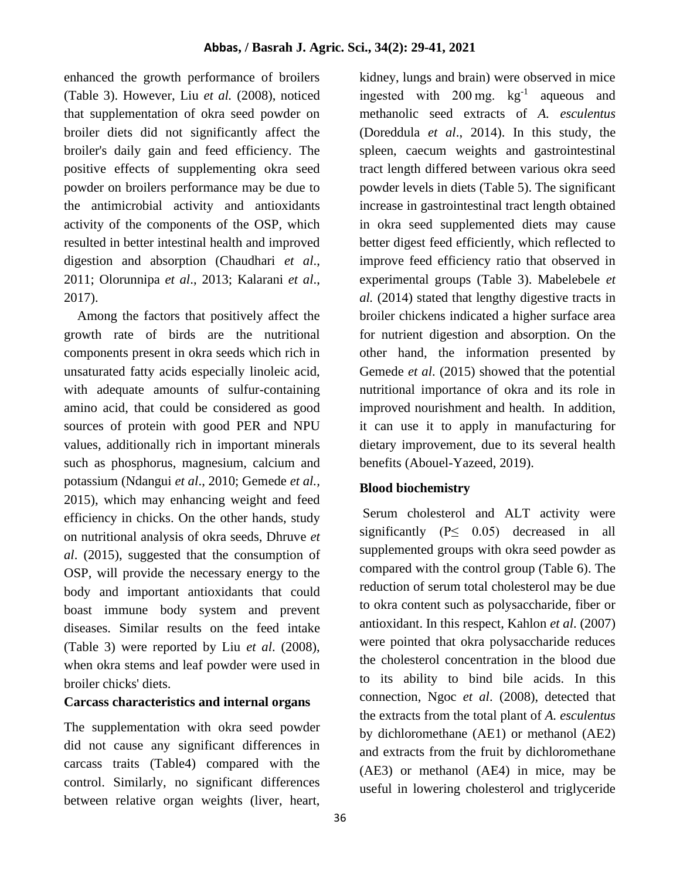enhanced the growth performance of broilers (Table 3). However, Liu *et al.* (2008), noticed that supplementation of okra seed powder on broiler diets did not significantly affect the broiler's daily gain and feed efficiency. The positive effects of supplementing okra seed powder on broilers performance may be due to the antimicrobial activity and antioxidants activity of the components of the OSP, which resulted in better intestinal health and improved digestion and absorption (Chaudhari *et al*., 2011; Olorunnipa *et al*., 2013; Kalarani *et al*., 2017).

Among the factors that positively affect the growth rate of birds are the nutritional components present in okra seeds which rich in unsaturated fatty acids especially linoleic acid, with adequate amounts of sulfur-containing amino acid, that could be considered as good sources of protein with good PER and NPU values, additionally rich in important minerals such as phosphorus, magnesium, calcium and potassium (Ndangui *et al*., 2010; Gemede *et al.*, 2015), which may enhancing weight and feed efficiency in chicks. On the other hands, study on nutritional analysis of okra seeds, Dhruve *et al*. (2015), suggested that the consumption of OSP, will provide the necessary energy to the body and important antioxidants that could boast immune body system and prevent diseases. Similar results on the feed intake (Table 3) were reported by Liu *et al*. (2008), when okra stems and leaf powder were used in broiler chicks' diets.

**Carcass characteristics and internal organs**

The supplementation with okra seed powder did not cause any significant differences in carcass traits (Table4) compared with the control. Similarly, no significant differences between relative organ weights (liver, heart, kidney, lungs and brain) were observed in mice ingested with 200 mg. $kg^{-1}$ aqueous and methanolic seed extracts of *A. esculentus* (Doreddula *et al*., 2014). In this study, the spleen, caecum weights and gastrointestinal tract length differed between various okra seed powder levels in diets (Table 5). The significant increase in gastrointestinal tract length obtained in okra seed supplemented diets may cause better digest feed efficiently, which reflected to improve feed efficiency ratio that observed in experimental groups (Table 3). Mabelebele *et al.* (2014) stated that lengthy digestive tracts in broiler chickens indicated a higher surface area for nutrient digestion and absorption. On the other hand, the information presented by Gemede *et al*. (2015) showed that the potential nutritional importance of okra and its role in improved nourishment and health. In addition, it can use it to apply in manufacturing for dietary improvement, due to its several health benefits (Abouel-Yazeed, 2019).

**Blood biochemistry**

Serum cholesterol and ALT activity were significantly ($P \leq 0.05$) decreased in all supplemented groups with okra seed powder as compared with the control group (Table 6). The reduction of serum total cholesterol may be due to okra content such as polysaccharide, fiber or antioxidant. In this respect, Kahlon *et al*. (2007) were pointed that okra polysaccharide reduces the cholesterol concentration in the blood due to its ability to bind bile acids. In this connection, Ngoc *et al*. (2008), detected that the extracts from the total plant of *A. esculentus* by dichloromethane (AE1) or methanol (AE2) and extracts from the fruit by dichloromethane (AE3) or methanol (AE4) in mice, may be useful in lowering cholesterol and triglyceride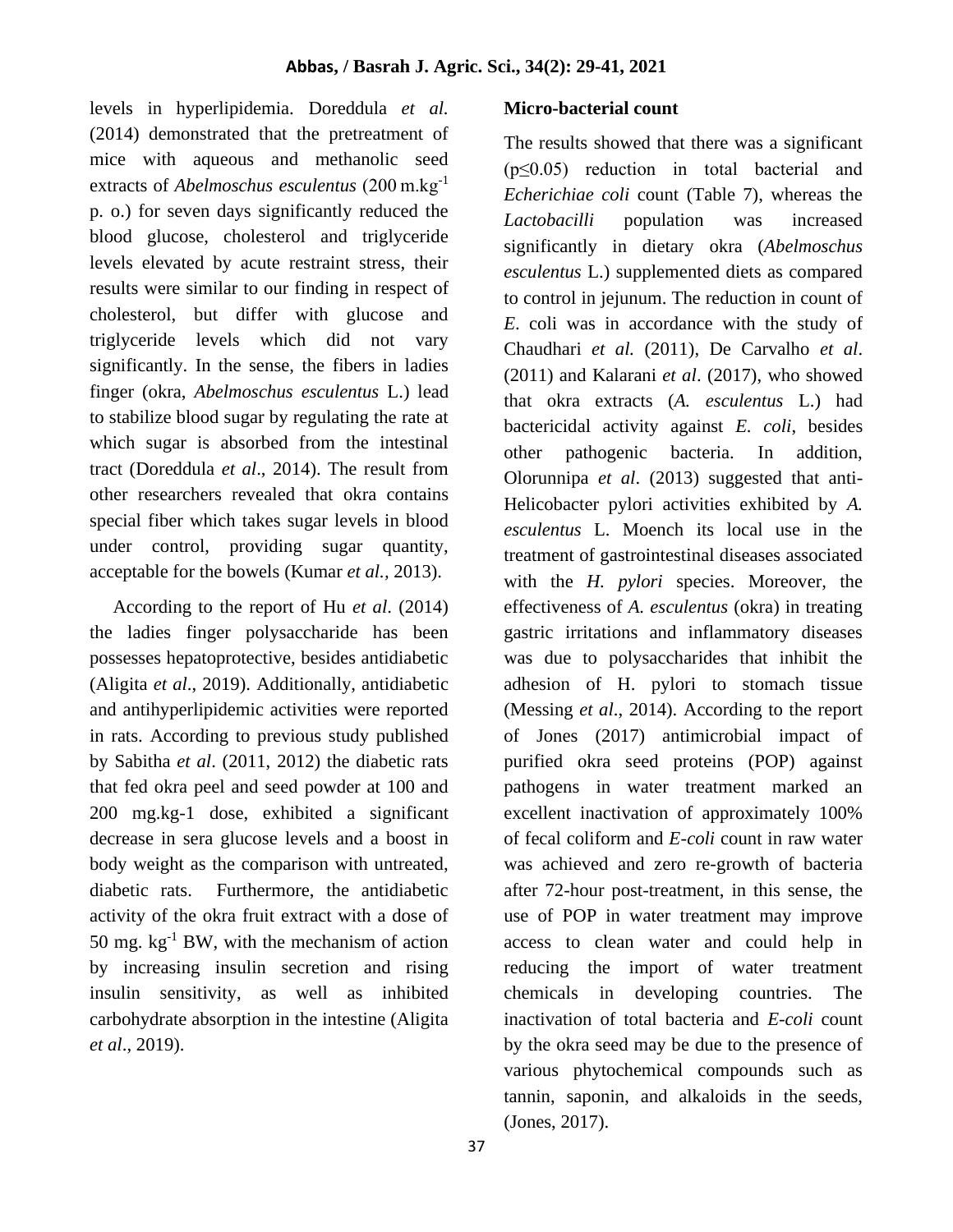levels in hyperlipidemia. Doreddula *et al*. (2014) demonstrated that the pretreatment of mice with aqueous and methanolic seed extracts of *Abelmoschus esculentus* (200 m.kg$^{-1}$ p. o.) for seven days significantly reduced the blood glucose, cholesterol and triglyceride levels elevated by acute restraint stress, their results were similar to our finding in respect of cholesterol, but differ with glucose and triglyceride levels which did not vary significantly. In the sense, the fibers in ladies finger (okra, *Abelmoschus esculentus* L.) lead to stabilize blood sugar by regulating the rate at which sugar is absorbed from the intestinal tract (Doreddula *et al*., 2014). The result from other researchers revealed that okra contains special fiber which takes sugar levels in blood under control, providing sugar quantity, acceptable for the bowels (Kumar *et al.,* 2013).

According to the report of Hu *et al*. (2014) the ladies finger polysaccharide has been possesses hepatoprotective, besides antidiabetic (Aligita *et al*., 2019). Additionally, antidiabetic and antihyperlipidemic activities were reported in rats. According to previous study published by Sabitha *et al*. (2011, 2012) the diabetic rats that fed okra peel and seed powder at 100 and 200 mg.kg-1 dose, exhibited a significant decrease in sera glucose levels and a boost in body weight as the comparison with untreated, diabetic rats. Furthermore, the antidiabetic activity of the okra fruit extract with a dose of 50 mg. kg$^{-1}$ BW, with the mechanism of action by increasing insulin secretion and rising insulin sensitivity, as well as inhibited carbohydrate absorption in the intestine (Aligita *et al*., 2019).

**Micro-bacterial count**

The results showed that there was a significant ($p \leq 0.05$) reduction in total bacterial and *Echerichiae coli* count (Table 7), whereas the *Lactobacilli* population was increased significantly in dietary okra (*Abelmoschus esculentus* L.) supplemented diets as compared to control in jejunum. The reduction in count of *E*. coli was in accordance with the study of Chaudhari *et al.* (2011), De Carvalho *et al*. (2011) and Kalarani *et al*. (2017), who showed that okra extracts (*A. esculentus* L.) had bactericidal activity against *E. coli*, besides other pathogenic bacteria. In addition, Olorunnipa *et al*. (2013) suggested that anti-Helicobacter pylori activities exhibited by *A. esculentus* L. Moench its local use in the treatment of gastrointestinal diseases associated with the *H. pylori* species. Moreover, the effectiveness of *A. esculentus* (okra) in treating gastric irritations and inflammatory diseases was due to polysaccharides that inhibit the adhesion of H. pylori to stomach tissue (Messing *et al*., 2014). According to the report of Jones (2017) antimicrobial impact of purified okra seed proteins (POP) against pathogens in water treatment marked an excellent inactivation of approximately 100% of fecal coliform and *E-coli* count in raw water was achieved and zero re-growth of bacteria after 72-hour post-treatment, in this sense, the use of POP in water treatment may improve access to clean water and could help in reducing the import of water treatment chemicals in developing countries. The inactivation of total bacteria and *E-coli* count by the okra seed may be due to the presence of various phytochemical compounds such as tannin, saponin, and alkaloids in the seeds, (Jones, 2017).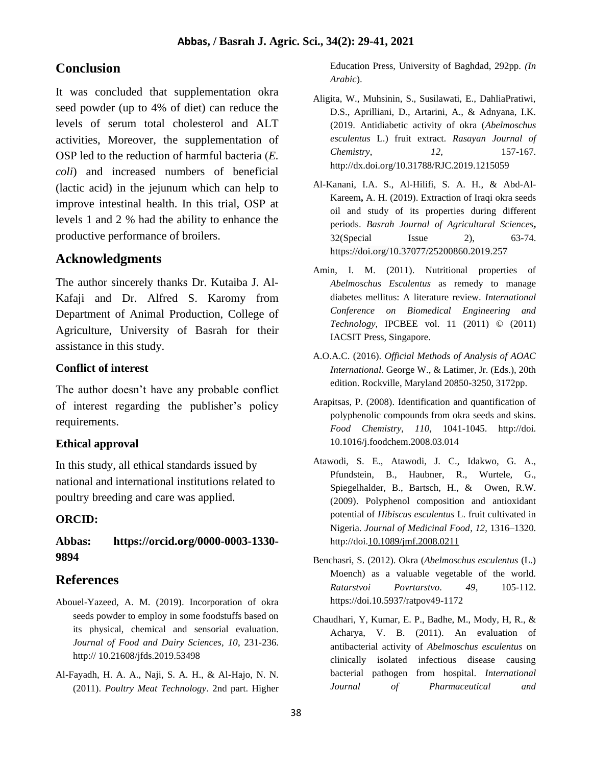## Conclusion

It was concluded that supplementation okra seed powder (up to 4% of diet) can reduce the levels of serum total cholesterol and ALT activities, Moreover, the supplementation of OSP led to the reduction of harmful bacteria (*E. coli*) and increased numbers of beneficial (lactic acid) in the jejunum which can help to improve intestinal health. In this trial, OSP at levels 1 and 2 % had the ability to enhance the productive performance of broilers.

## Acknowledgments

The author sincerely thanks Dr. Kutaiba J. Al-Kafaji and Dr. Alfred S. Karomy from Department of Animal Production, College of Agriculture, University of Basrah for their assistance in this study.

### Conflict of interest

The author doesn't have any probable conflict of interest regarding the publisher's policy requirements.

### Ethical approval

In this study, all ethical standards issued by national and international institutions related to poultry breeding and care was applied.

### ORCID:

**Abbas: https://orcid.org/0000-0003-1330-9894**

## References

Abouel-Yazeed, A. M. (2019). Incorporation of okra seeds powder to employ in some foodstuffs based on its physical, chemical and sensorial evaluation. *Journal of Food and Dairy Sciences*, *10*, 231-236. http:// 10.21608/jfds.2019.53498

Al-Fayadh, H. A. A., Naji, S. A. H., & Al-Hajo, N. N. (2011). *Poultry Meat Technology*. 2nd part. Higher Education Press, University of Baghdad, 292pp. *(In Arabic*).

Aligita, W., Muhsinin, S., Susilawati, E., DahliaPratiwi, D.S., Aprilliani, D., Artarini, A., & Adnyana, I.K. (2019. Antidiabetic activity of okra (*Abelmoschus esculentus* L.) fruit extract. *Rasayan Journal of Chemistry*, *12*, 157-167. http://dx.doi.org/10.31788/RJC.2019.1215059

Al-Kanani, I.A. S., Al-Hilifi, S. A. H., & Abd-Al-Kareem**,** A. H. (2019). Extraction of Iraqi okra seeds oil and study of its properties during different periods. *Basrah Journal of Agricultural Sciences***,** 32(Special Issue 2), 63-74. https://doi.org/10.37077/25200860.2019.257

Amin, I. M. (2011). Nutritional properties of *Abelmoschus Esculentus* as remedy to manage diabetes mellitus: A literature review. *International Conference on Biomedical Engineering and Technology,* IPCBEE vol. 11 (2011) © (2011) IACSIT Press, Singapore.

A.O.A.C. (2016). *Official Methods of Analysis of AOAC International*. George W., & Latimer, Jr. (Eds.), 20th edition. Rockville, Maryland 20850-3250, 3172pp.

Arapitsas, P. (2008). Identification and quantification of polyphenolic compounds from okra seeds and skins. *Food Chemistry*, *110*, 1041-1045. http://doi. 10.1016/j.foodchem.2008.03.014

Atawodi, S. E., Atawodi, J. C., Idakwo, G. A., Pfundstein, B., Haubner, R., Wurtele, G., Spiegelhalder, B., Bartsch, H., & Owen, R.W. (2009). Polyphenol composition and antioxidant potential of *Hibiscus esculentus* L. fruit cultivated in Nigeria. *Journal of Medicinal Food*, *12*, 1316–1320. http://doi.10.1089/jmf.2008.0211

Benchasri, S. (2012). Okra (*Abelmoschus esculentus* (L.) Moench) as a valuable vegetable of the world. *Ratarstvoi Povrtarstvo*. *49*, 105-112. https://doi.10.5937/ratpov49-1172

Chaudhari, Y, Kumar, E. P., Badhe, M., Mody, H, R., & Acharya, V. B. (2011). An evaluation of antibacterial activity of *Abelmoschus esculentus* on clinically isolated infectious disease causing bacterial pathogen from hospital. *International Journal of Pharmaceutical and*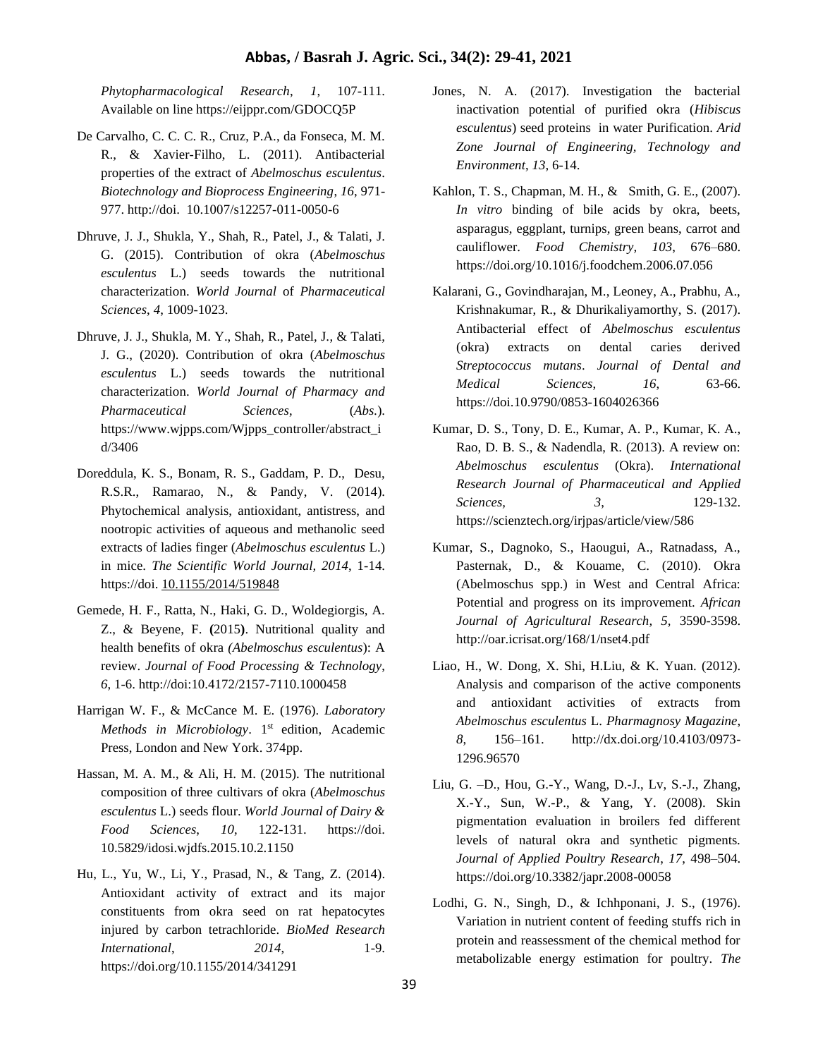*Phytopharmacological Research*, *1*, 107-111. Available on line https://eijppr.com/GDOCQ5P

De Carvalho, C. C. C. R., Cruz, P.A., da Fonseca, M. M. R., & Xavier-Filho, L. (2011). Antibacterial properties of the extract of *Abelmoschus esculentus*. *Biotechnology and Bioprocess Engineering*, *16*, 971-977. http://doi. 10.1007/s12257-011-0050-6

Dhruve, J. J., Shukla, Y., Shah, R., Patel, J., & Talati, J. G. (2015). Contribution of okra (*Abelmoschus esculentus* L.) seeds towards the nutritional characterization. *World Journal* of *Pharmaceutical Sciences*, *4*, 1009-1023.

Dhruve, J. J., Shukla, M. Y., Shah, R., Patel, J., & Talati, J. G., (2020). Contribution of okra (*Abelmoschus esculentus* L.) seeds towards the nutritional characterization. *World Journal of Pharmacy and Pharmaceutical Sciences*, (*Abs.*). https://www.wjpps.com/Wjpps_controller/abstract_id/3406

Doreddula, K. S., Bonam, R. S., Gaddam, P. D., Desu, R.S.R., Ramarao, N., & Pandy, V. (2014). Phytochemical analysis, antioxidant, antistress, and nootropic activities of aqueous and methanolic seed extracts of ladies finger (*Abelmoschus esculentus* L.) in mice. *The Scientific World Journal, 2014*, 1-14. https://doi. 10.1155/2014/519848

Gemede, H. F., Ratta, N., Haki, G. D., Woldegiorgis, A. Z., & Beyene, F. **(**2015**)**. Nutritional quality and health benefits of okra *(Abelmoschus esculentus*): A review. *Journal of Food Processing & Technology*, *6*, 1-6. http://doi:10.4172/2157-7110.1000458

Harrigan W. F., & McCance M. E. (1976). *Laboratory Methods in Microbiology*. 1st edition, Academic Press, London and New York. 374pp.

Hassan, M. A. M., & Ali, H. M. (2015). The nutritional composition of three cultivars of okra (*Abelmoschus esculentus* L.) seeds flour. *World Journal of Dairy & Food Sciences*, *10*, 122-131. https://doi. 10.5829/idosi.wjdfs.2015.10.2.1150

Hu, L., Yu, W., Li, Y., Prasad, N., & Tang, Z. (2014). Antioxidant activity of extract and its major constituents from okra seed on rat hepatocytes injured by carbon tetrachloride. *BioMed Research International*, *2014*, 1-9. https://doi.org/10.1155/2014/341291

Jones, N. A. (2017). Investigation the bacterial inactivation potential of purified okra (*Hibiscus esculentus*) seed proteins in water Purification. *Arid Zone Journal of Engineering, Technology and Environment*, *13*, 6-14.

Kahlon, T. S., Chapman, M. H., & Smith, G. E., (2007). *In vitro* binding of bile acids by okra, beets, asparagus, eggplant, turnips, green beans, carrot and cauliflower. *Food Chemistry, 103*, 676–680. https://doi.org/10.1016/j.foodchem.2006.07.056

Kalarani, G., Govindharajan, M., Leoney, A., Prabhu, A., Krishnakumar, R., & Dhurikaliyamorthy, S. (2017). Antibacterial effect of *Abelmoschus esculentus* (okra) extracts on dental caries derived *Streptococcus mutans*. *Journal of Dental and Medical Sciences*, *16*, 63-66. https://doi.10.9790/0853-1604026366

Kumar, D. S., Tony, D. E., Kumar, A. P., Kumar, K. A., Rao, D. B. S., & Nadendla, R. (2013). A review on: *Abelmoschus esculentus* (Okra). *International Research Journal of Pharmaceutical and Applied Sciences, 3*, 129-132. https://scienztech.org/irjpas/article/view/586

Kumar, S., Dagnoko, S., Haougui, A., Ratnadass, A., Pasternak, D., & Kouame, C. (2010). Okra (Abelmoschus spp.) in West and Central Africa: Potential and progress on its improvement. *African Journal of Agricultural Research, 5,* 3590-3598. http://oar.icrisat.org/168/1/nset4.pdf

Liao, H., W. Dong, X. Shi, H.Liu, & K. Yuan. (2012). Analysis and comparison of the active components and antioxidant activities of extracts from *Abelmoschus esculentus* L. *Pharmagnosy Magazine*, *8*, 156–161. http://dx.doi.org/10.4103/0973-1296.96570

Liu, G. –D., Hou, G.-Y., Wang, D.-J., Lv, S.-J., Zhang, X.-Y., Sun, W.-P., & Yang, Y. (2008). Skin pigmentation evaluation in broilers fed different levels of natural okra and synthetic pigments. *Journal of Applied Poultry Research*, *17*, 498–504. https://doi.org/10.3382/japr.2008-00058

Lodhi, G. N., Singh, D., & Ichhponani, J. S., (1976). Variation in nutrient content of feeding stuffs rich in protein and reassessment of the chemical method for metabolizable energy estimation for poultry. *The*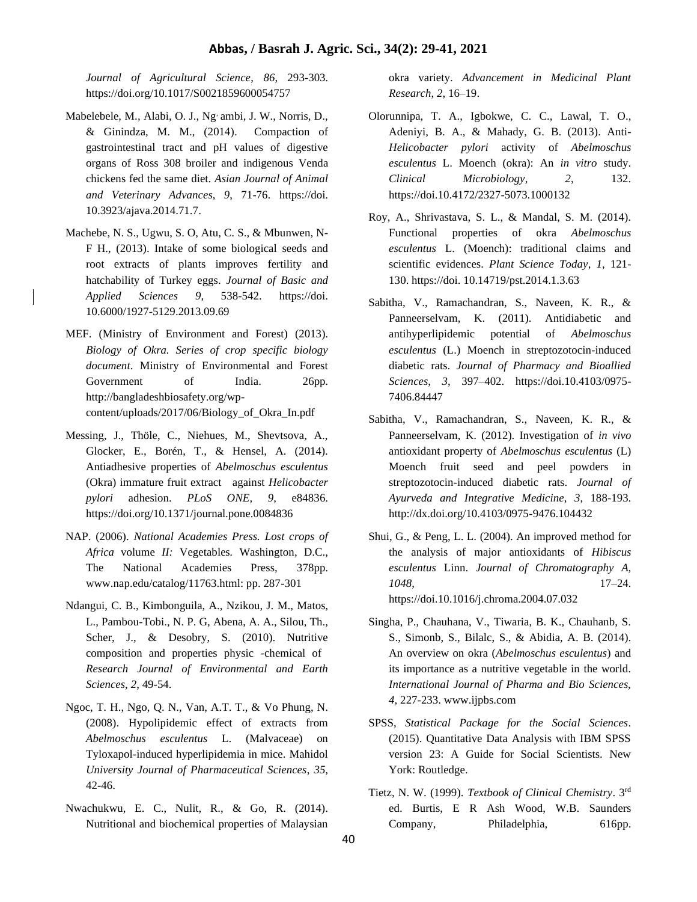*Journal of Agricultural Science*, *86*, 293-303. https://doi.org/10.1017/S0021859600054757

Mabelebele, M., Alabi, O. J., Ng' ambi, J. W., Norris, D., & Ginindza, M. M., (2014). Compaction of gastrointestinal tract and pH values of digestive organs of Ross 308 broiler and indigenous Venda chickens fed the same diet. *Asian Journal of Animal and Veterinary Advances*, *9*, 71-76. https://doi. 10.3923/ajava.2014.71.7.

Machebe, N. S., Ugwu, S. O, Atu, C. S., & Mbunwen, N-F H., (2013). Intake of some biological seeds and root extracts of plants improves fertility and hatchability of Turkey eggs. *Journal of Basic and Applied Sciences 9*, 538-542. https://doi. 10.6000/1927-5129.2013.09.69

MEF. (Ministry of Environment and Forest) (2013). *Biology of Okra. Series of crop specific biology document*. Ministry of Environmental and Forest Government of India. 26pp. http://bangladeshbiosafety.org/wp-content/uploads/2017/06/Biology_of_Okra_In.pdf

Messing, J., Thöle, C., Niehues, M., Shevtsova, A., Glocker, E., Borén, T., & Hensel, A. (2014). Antiadhesive properties of *Abelmoschus esculentus* (Okra) immature fruit extract against *Helicobacter pylori* adhesion. *PLoS ONE*, *9*, e84836. https://doi.org/10.1371/journal.pone.0084836

NAP. (2006). *National Academies Press. Lost crops of Africa* volume *II:* Vegetables. Washington, D.C., The National Academies Press, 378pp. www.nap.edu/catalog/11763.html: pp. 287-301

Ndangui, C. B., Kimbonguila, A., Nzikou, J. M., Matos, L., Pambou-Tobi., N. P. G, Abena, A. A., Silou, Th., Scher, J., & Desobry, S. (2010). Nutritive composition and properties physic -chemical of *Research Journal of Environmental and Earth Sciences*, *2*, 49-54.

Ngoc, T. H., Ngo, Q. N., Van, A.T. T., & Vo Phung, N. (2008). Hypolipidemic effect of extracts from *Abelmoschus esculentus* L. (Malvaceae) on Tyloxapol-induced hyperlipidemia in mice. Mahidol *University Journal of Pharmaceutical Sciences*, *35*, 42-46.

Nwachukwu, E. C., Nulit, R., & Go, R. (2014). Nutritional and biochemical properties of Malaysian okra variety. *Advancement in Medicinal Plant Research*, *2*, 16–19.

Olorunnipa, T. A., Igbokwe, C. C., Lawal, T. O., Adeniyi, B. A., & Mahady, G. B. (2013). Anti-*Helicobacter pylori* activity of *Abelmoschus esculentus* L. Moench (okra): An *in vitro* study. *Clinical Microbiology*, *2*, 132. https://doi.10.4172/2327-5073.1000132

Roy, A., Shrivastava, S. L., & Mandal, S. M. (2014). Functional properties of okra *Abelmoschus esculentus* L. (Moench): traditional claims and scientific evidences. *Plant Science Today*, *1*, 121-130. https://doi. 10.14719/pst.2014.1.3.63

Sabitha, V., Ramachandran, S., Naveen, K. R., & Panneerselvam, K. (2011). Antidiabetic and antihyperlipidemic potential of *Abelmoschus esculentus* (L.) Moench in streptozotocin-induced diabetic rats. *Journal of Pharmacy and Bioallied Sciences*, *3*, 397–402. https://doi.10.4103/0975-7406.84447

Sabitha, V., Ramachandran, S., Naveen, K. R., & Panneerselvam, K. (2012). Investigation of *in vivo* antioxidant property of *Abelmoschus esculentus* (L) Moench fruit seed and peel powders in streptozotocin-induced diabetic rats. *Journal of Ayurveda and Integrative Medicine*, *3*, 188-193. http://dx.doi.org/10.4103/0975-9476.104432

Shui, G., & Peng, L. L. (2004). An improved method for the analysis of major antioxidants of *Hibiscus esculentus* Linn. *Journal of Chromatography A, 1048*, 17–24. https://doi.10.1016/j.chroma.2004.07.032

Singha, P., Chauhana, V., Tiwaria, B. K., Chauhanb, S. S., Simonb, S., Bilalc, S., & Abidia, A. B. (2014). An overview on okra (*Abelmoschus esculentus*) and its importance as a nutritive vegetable in the world. *International Journal of Pharma and Bio Sciences, 4*, 227-233. www.ijpbs.com

SPSS, *Statistical Package for the Social Sciences*. (2015). Quantitative Data Analysis with IBM SPSS version 23: A Guide for Social Scientists. New York: Routledge.

Tietz, N. W. (1999). *Textbook of Clinical Chemistry*. 3rd ed. Burtis, E R Ash Wood, W.B. Saunders Company, Philadelphia, 616pp.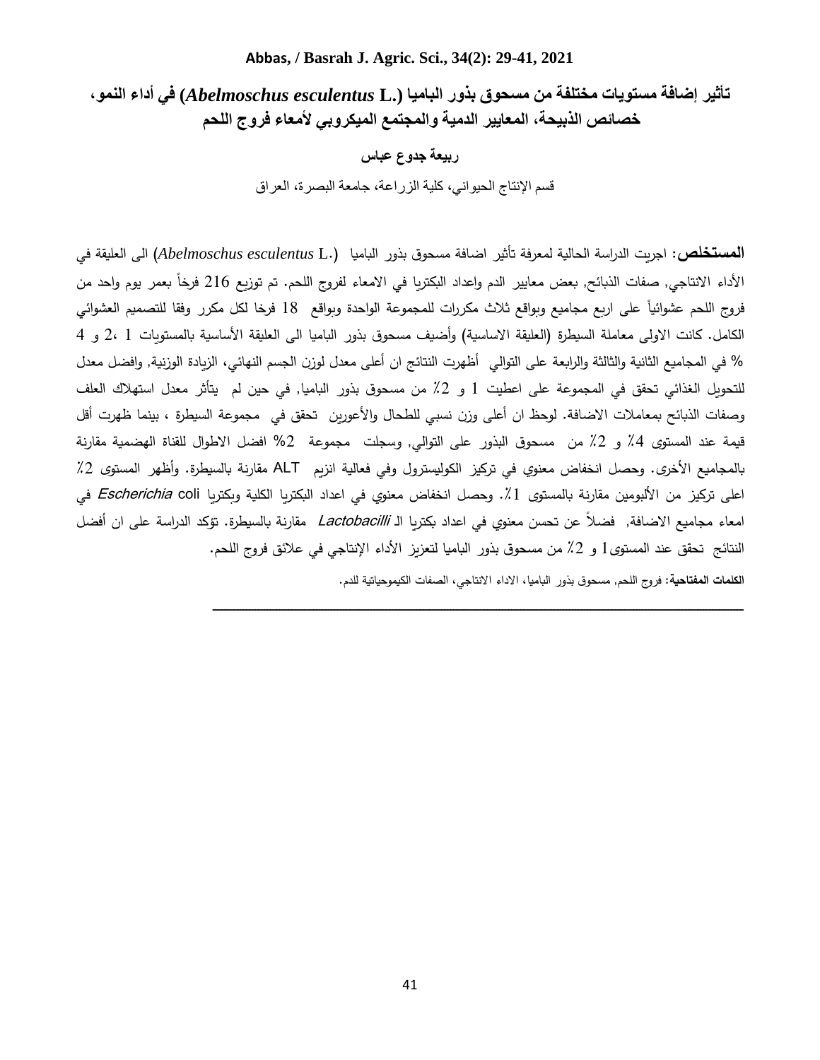# تأثير إضافة مستويات مختلفة من مسحوق بذور الباميا (*Abelmoschus esculentus* L.) في أداء النمو، خصائص الذبيحة، المعايير الدمية والمجتمع الميكروبي لأمعاء فروج اللحم

**ربيعة جدوع عباس**

قسم الإنتاج الحيواني، كلية الزراعة، جامعة البصرة، العراق

**المستخلص**: اجريت الدراسة الحالية لمعرفة تأثير اضافة مسحوق بذور الباميا (*Abelmoschus esculentus* L.) الى العليقة في الأداء الانتاجي, صفات الذبائح, بعض معايير الدم واعداد البكتريا في الامعاء لفروج اللحم. تم توزيع 216 فرخاً بعمر يوم واحد من فروج اللحم عشوائياً على اربع مجاميع وبواقع ثلاث مكررات للمجموعة الواحدة وبواقع 18 فرخا لكل مكرر وفقا للتصميم العشوائي الكامل. كانت الاولى معاملة السيطرة (العليقة الاساسية) وأضيف مسحوق بذور الباميا الى العليقة الأساسية بالمستويات 1 ،2 و 4 % في المجاميع الثانية والثالثة والرابعة على التوالي أظهرت النتائج ان أعلى معدل لوزن الجسم النهائي، الزيادة الوزنية, وافضل معدل للتحويل الغذائي تحقق في المجموعة على اعطيت 1 و 2٪ من مسحوق بذور الباميا, في حين لم يتأثر معدل استهلاك العلف وصفات الذبائح بمعاملات الاضافة. لوحظ ان أعلى وزن نسبي للطحال والأعورين تحقق في مجموعة السيطرة ، بينما ظهرت أقل قيمة عند المستوى 4٪ و 2٪ من مسحوق البذور على التوالي, وسجلت مجموعة 2% افضل الاطوال للقناة الهضمية مقارنة بالمجاميع الأخرى. وحصل انخفاض معنوي في تركيز الكوليسترول وفي فعالية انزيم ALT مقارنة بالسيطرة. وأظهر المستوى 2٪ اعلى تركيز من الألبومين مقارنة بالمستوى 1٪. وحصل انخفاض معنوي في اعداد البكتريا الكلية وبكتريا *Escherichia* coli في امعاء مجاميع الاضافة, فضلاً عن تحسن معنوي في اعداد بكتريا الـ *Lactobacilli* مقارنة بالسيطرة. تؤكد الدراسة على ان أفضل النتائج تحقق عند المستوى1 و 2٪ من مسحوق بذور الباميا لتعزيز الأداء الإنتاجي في علائق فروج اللحم.

**الكلمات المفتاحية:** فروج اللحم, مسحوق بذور الباميا، الاداء الانتاجي، الصفات الكيموحياتية للدم.